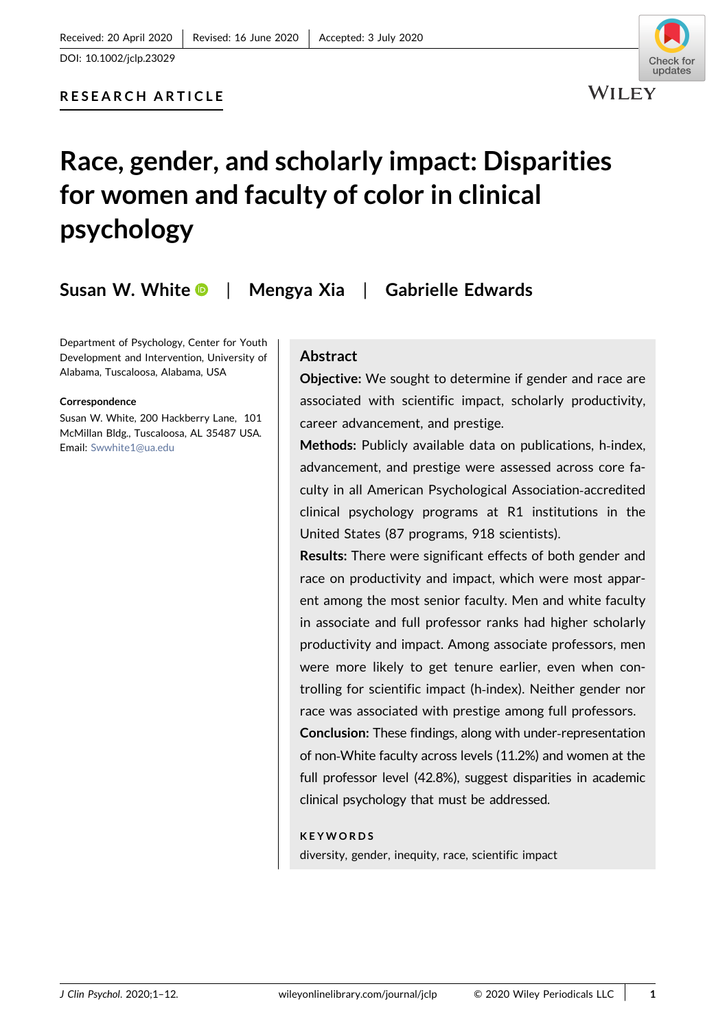Received: 20 April 2020 | Revised: 16 June 2020 | Accepted: 3 July 2020

DOI: 10.1002/jclp.23029

**RESEARCH ARTICLE**

# Race, gender, and scholarly impact: Disparities for women and faculty of color in clinical psychology

**Susan W. White | Mengya Xia | Gabrielle Edwards**

Department of Psychology, Center for Youth Development and Intervention, University of Alabama, Tuscaloosa, Alabama, USA

**Correspondence**
Susan W. White, 200 Hackberry Lane, 101 McMillan Bldg., Tuscaloosa, AL 35487 USA.
Email: Swwhite1@ua.edu

## Abstract

**Objective:** We sought to determine if gender and race are associated with scientific impact, scholarly productivity, career advancement, and prestige.

**Methods:** Publicly available data on publications, h-index, advancement, and prestige were assessed across core faculty in all American Psychological Association-accredited clinical psychology programs at R1 institutions in the United States (87 programs, 918 scientists).

**Results:** There were significant effects of both gender and race on productivity and impact, which were most apparent among the most senior faculty. Men and white faculty in associate and full professor ranks had higher scholarly productivity and impact. Among associate professors, men were more likely to get tenure earlier, even when controlling for scientific impact (h-index). Neither gender nor race was associated with prestige among full professors.

**Conclusion:** These findings, along with under-representation of non-White faculty across levels (11.2%) and women at the full professor level (42.8%), suggest disparities in academic clinical psychology that must be addressed.

**KEYWORDS**

diversity, gender, inequity, race, scientific impact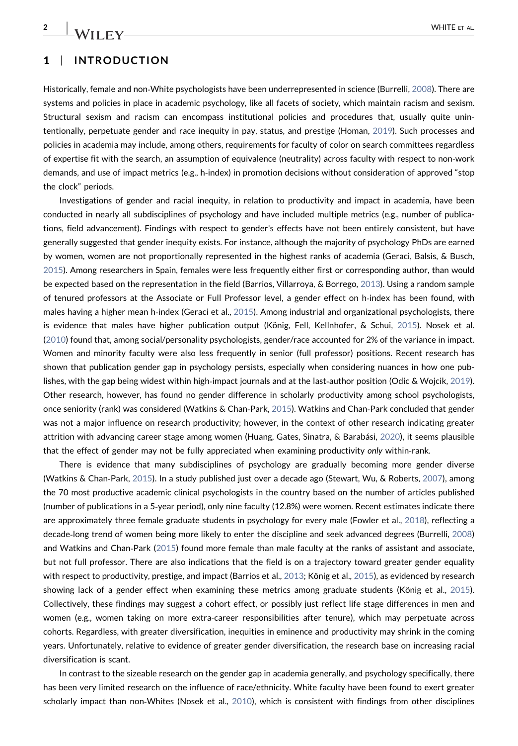## 1 | INTRODUCTION

Historically, female and non-White psychologists have been underrepresented in science (Burrelli, 2008). There are systems and policies in place in academic psychology, like all facets of society, which maintain racism and sexism. Structural sexism and racism can encompass institutional policies and procedures that, usually quite unintentionally, perpetuate gender and race inequity in pay, status, and prestige (Homan, 2019). Such processes and policies in academia may include, among others, requirements for faculty of color on search committees regardless of expertise fit with the search, an assumption of equivalence (neutrality) across faculty with respect to non-work demands, and use of impact metrics (e.g., h-index) in promotion decisions without consideration of approved "stop the clock" periods.

Investigations of gender and racial inequity, in relation to productivity and impact in academia, have been conducted in nearly all subdisciplines of psychology and have included multiple metrics (e.g., number of publications, field advancement). Findings with respect to gender's effects have not been entirely consistent, but have generally suggested that gender inequity exists. For instance, although the majority of psychology PhDs are earned by women, women are not proportionally represented in the highest ranks of academia (Geraci, Balsis, & Busch, 2015). Among researchers in Spain, females were less frequently either first or corresponding author, than would be expected based on the representation in the field (Barrios, Villarroya, & Borrego, 2013). Using a random sample of tenured professors at the Associate or Full Professor level, a gender effect on h-index has been found, with males having a higher mean h-index (Geraci et al., 2015). Among industrial and organizational psychologists, there is evidence that males have higher publication output (König, Fell, Kellnhofer, & Schui, 2015). Nosek et al. (2010) found that, among social/personality psychologists, gender/race accounted for 2% of the variance in impact. Women and minority faculty were also less frequently in senior (full professor) positions. Recent research has shown that publication gender gap in psychology persists, especially when considering nuances in how one publishes, with the gap being widest within high-impact journals and at the last-author position (Odic & Wojcik, 2019). Other research, however, has found no gender difference in scholarly productivity among school psychologists, once seniority (rank) was considered (Watkins & Chan-Park, 2015). Watkins and Chan-Park concluded that gender was not a major influence on research productivity; however, in the context of other research indicating greater attrition with advancing career stage among women (Huang, Gates, Sinatra, & Barabási, 2020), it seems plausible that the effect of gender may not be fully appreciated when examining productivity *only* within-rank.

There is evidence that many subdisciplines of psychology are gradually becoming more gender diverse (Watkins & Chan-Park, 2015). In a study published just over a decade ago (Stewart, Wu, & Roberts, 2007), among the 70 most productive academic clinical psychologists in the country based on the number of articles published (number of publications in a 5-year period), only nine faculty (12.8%) were women. Recent estimates indicate there are approximately three female graduate students in psychology for every male (Fowler et al., 2018), reflecting a decade-long trend of women being more likely to enter the discipline and seek advanced degrees (Burrelli, 2008) and Watkins and Chan-Park (2015) found more female than male faculty at the ranks of assistant and associate, but not full professor. There are also indications that the field is on a trajectory toward greater gender equality with respect to productivity, prestige, and impact (Barrios et al., 2013; König et al., 2015), as evidenced by research showing lack of a gender effect when examining these metrics among graduate students (König et al., 2015). Collectively, these findings may suggest a cohort effect, or possibly just reflect life stage differences in men and women (e.g., women taking on more extra-career responsibilities after tenure), which may perpetuate across cohorts. Regardless, with greater diversification, inequities in eminence and productivity may shrink in the coming years. Unfortunately, relative to evidence of greater gender diversification, the research base on increasing racial diversification is scant.

In contrast to the sizeable research on the gender gap in academia generally, and psychology specifically, there has been very limited research on the influence of race/ethnicity. White faculty have been found to exert greater scholarly impact than non-Whites (Nosek et al., 2010), which is consistent with findings from other disciplines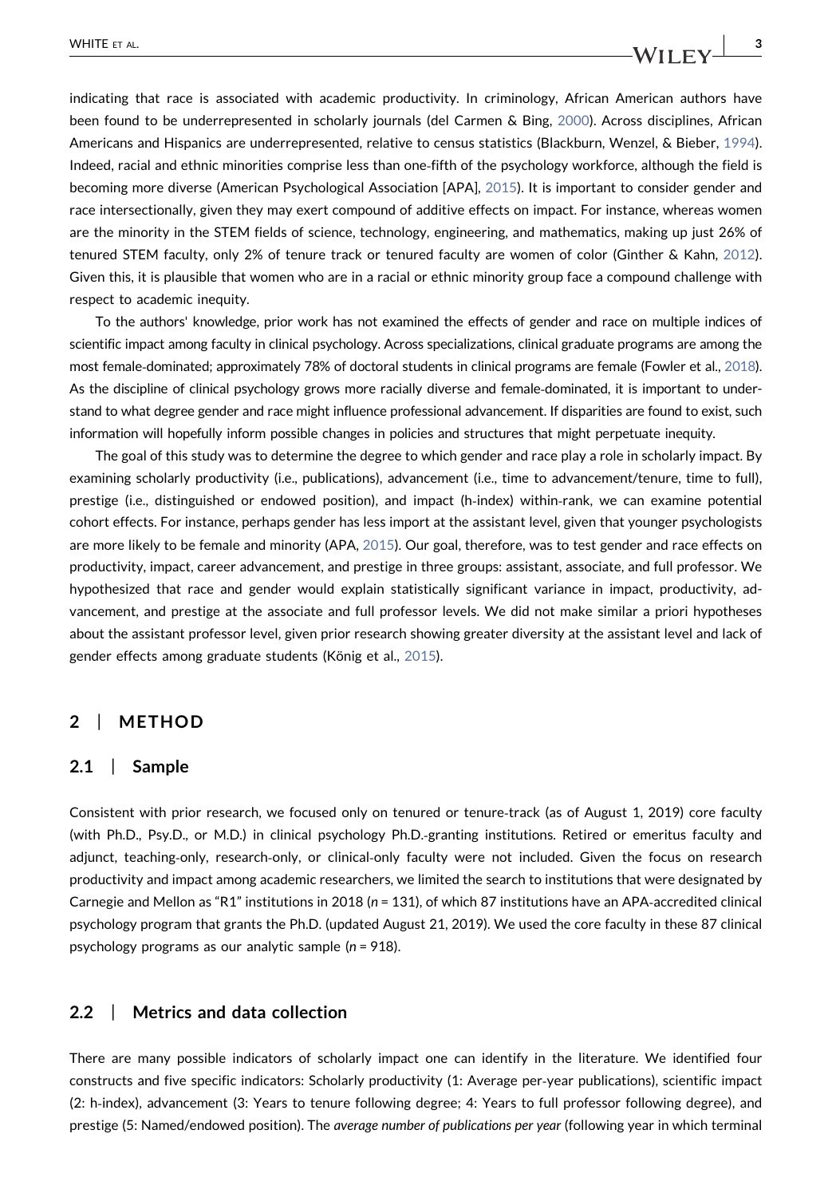indicating that race is associated with academic productivity. In criminology, African American authors have been found to be underrepresented in scholarly journals (del Carmen & Bing, 2000). Across disciplines, African Americans and Hispanics are underrepresented, relative to census statistics (Blackburn, Wenzel, & Bieber, 1994). Indeed, racial and ethnic minorities comprise less than one-fifth of the psychology workforce, although the field is becoming more diverse (American Psychological Association [APA], 2015). It is important to consider gender and race intersectionally, given they may exert compound of additive effects on impact. For instance, whereas women are the minority in the STEM fields of science, technology, engineering, and mathematics, making up just 26% of tenured STEM faculty, only 2% of tenure track or tenured faculty are women of color (Ginther & Kahn, 2012). Given this, it is plausible that women who are in a racial or ethnic minority group face a compound challenge with respect to academic inequity.

To the authors' knowledge, prior work has not examined the effects of gender and race on multiple indices of scientific impact among faculty in clinical psychology. Across specializations, clinical graduate programs are among the most female-dominated; approximately 78% of doctoral students in clinical programs are female (Fowler et al., 2018). As the discipline of clinical psychology grows more racially diverse and female-dominated, it is important to understand to what degree gender and race might influence professional advancement. If disparities are found to exist, such information will hopefully inform possible changes in policies and structures that might perpetuate inequity.

The goal of this study was to determine the degree to which gender and race play a role in scholarly impact. By examining scholarly productivity (i.e., publications), advancement (i.e., time to advancement/tenure, time to full), prestige (i.e., distinguished or endowed position), and impact (h-index) within-rank, we can examine potential cohort effects. For instance, perhaps gender has less import at the assistant level, given that younger psychologists are more likely to be female and minority (APA, 2015). Our goal, therefore, was to test gender and race effects on productivity, impact, career advancement, and prestige in three groups: assistant, associate, and full professor. We hypothesized that race and gender would explain statistically significant variance in impact, productivity, advancement, and prestige at the associate and full professor levels. We did not make similar a priori hypotheses about the assistant professor level, given prior research showing greater diversity at the assistant level and lack of gender effects among graduate students (König et al., 2015).

## 2 | METHOD

### 2.1 | Sample

Consistent with prior research, we focused only on tenured or tenure-track (as of August 1, 2019) core faculty (with Ph.D., Psy.D., or M.D.) in clinical psychology Ph.D.-granting institutions. Retired or emeritus faculty and adjunct, teaching-only, research-only, or clinical-only faculty were not included. Given the focus on research productivity and impact among academic researchers, we limited the search to institutions that were designated by Carnegie and Mellon as "R1" institutions in 2018 ($n$ = 131), of which 87 institutions have an APA-accredited clinical psychology program that grants the Ph.D. (updated August 21, 2019). We used the core faculty in these 87 clinical psychology programs as our analytic sample ($n$ = 918).

### 2.2 | Metrics and data collection

There are many possible indicators of scholarly impact one can identify in the literature. We identified four constructs and five specific indicators: Scholarly productivity (1: Average per-year publications), scientific impact (2: h-index), advancement (3: Years to tenure following degree; 4: Years to full professor following degree), and prestige (5: Named/endowed position). The *average number of publications per year* (following year in which terminal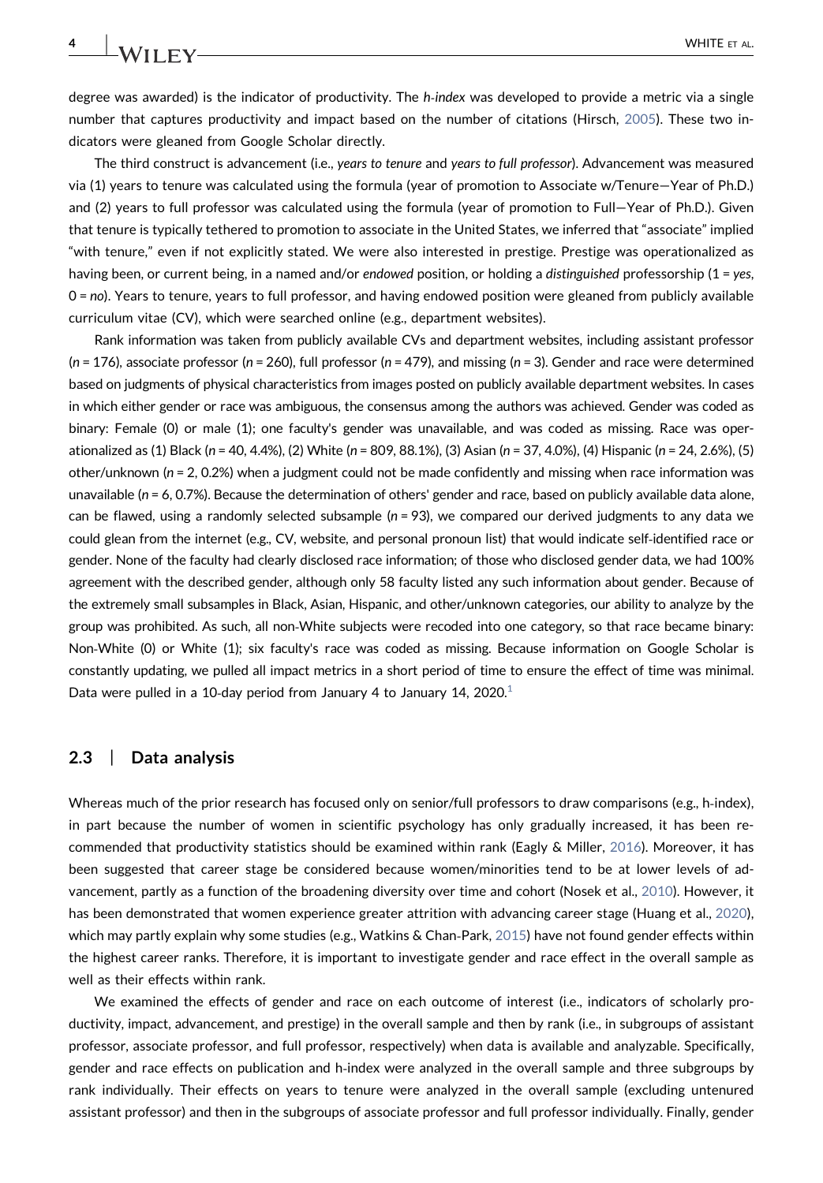degree was awarded) is the indicator of productivity. The *h-index* was developed to provide a metric via a single number that captures productivity and impact based on the number of citations (Hirsch, 2005). These two indicators were gleaned from Google Scholar directly.

The third construct is advancement (i.e., *years to tenure* and *years to full professor*). Advancement was measured via (1) years to tenure was calculated using the formula (year of promotion to Associate w/Tenure—Year of Ph.D.) and (2) years to full professor was calculated using the formula (year of promotion to Full—Year of Ph.D.). Given that tenure is typically tethered to promotion to associate in the United States, we inferred that "associate" implied "with tenure," even if not explicitly stated. We were also interested in prestige. Prestige was operationalized as having been, or current being, in a named and/or *endowed* position, or holding a *distinguished* professorship (1 = *yes*, 0 = *no*). Years to tenure, years to full professor, and having endowed position were gleaned from publicly available curriculum vitae (CV), which were searched online (e.g., department websites).

Rank information was taken from publicly available CVs and department websites, including assistant professor (*n* = 176), associate professor (*n* = 260), full professor (*n* = 479), and missing (*n* = 3). Gender and race were determined based on judgments of physical characteristics from images posted on publicly available department websites. In cases in which either gender or race was ambiguous, the consensus among the authors was achieved. Gender was coded as binary: Female (0) or male (1); one faculty's gender was unavailable, and was coded as missing. Race was operationalized as (1) Black (*n* = 40, 4.4%), (2) White (*n* = 809, 88.1%), (3) Asian (*n* = 37, 4.0%), (4) Hispanic (*n* = 24, 2.6%), (5) other/unknown (*n* = 2, 0.2%) when a judgment could not be made confidently and missing when race information was unavailable (*n* = 6, 0.7%). Because the determination of others' gender and race, based on publicly available data alone, can be flawed, using a randomly selected subsample (*n* = 93), we compared our derived judgments to any data we could glean from the internet (e.g., CV, website, and personal pronoun list) that would indicate self-identified race or gender. None of the faculty had clearly disclosed race information; of those who disclosed gender data, we had 100% agreement with the described gender, although only 58 faculty listed any such information about gender. Because of the extremely small subsamples in Black, Asian, Hispanic, and other/unknown categories, our ability to analyze by the group was prohibited. As such, all non-White subjects were recoded into one category, so that race became binary: Non-White (0) or White (1); six faculty's race was coded as missing. Because information on Google Scholar is constantly updating, we pulled all impact metrics in a short period of time to ensure the effect of time was minimal. Data were pulled in a 10-day period from January 4 to January 14, 2020.[1]

## 2.3 | Data analysis

Whereas much of the prior research has focused only on senior/full professors to draw comparisons (e.g., h-index), in part because the number of women in scientific psychology has only gradually increased, it has been recommended that productivity statistics should be examined within rank (Eagly & Miller, 2016). Moreover, it has been suggested that career stage be considered because women/minorities tend to be at lower levels of advancement, partly as a function of the broadening diversity over time and cohort (Nosek et al., 2010). However, it has been demonstrated that women experience greater attrition with advancing career stage (Huang et al., 2020), which may partly explain why some studies (e.g., Watkins & Chan-Park, 2015) have not found gender effects within the highest career ranks. Therefore, it is important to investigate gender and race effect in the overall sample as well as their effects within rank.

We examined the effects of gender and race on each outcome of interest (i.e., indicators of scholarly productivity, impact, advancement, and prestige) in the overall sample and then by rank (i.e., in subgroups of assistant professor, associate professor, and full professor, respectively) when data is available and analyzable. Specifically, gender and race effects on publication and h-index were analyzed in the overall sample and three subgroups by rank individually. Their effects on years to tenure were analyzed in the overall sample (excluding untenured assistant professor) and then in the subgroups of associate professor and full professor individually. Finally, gender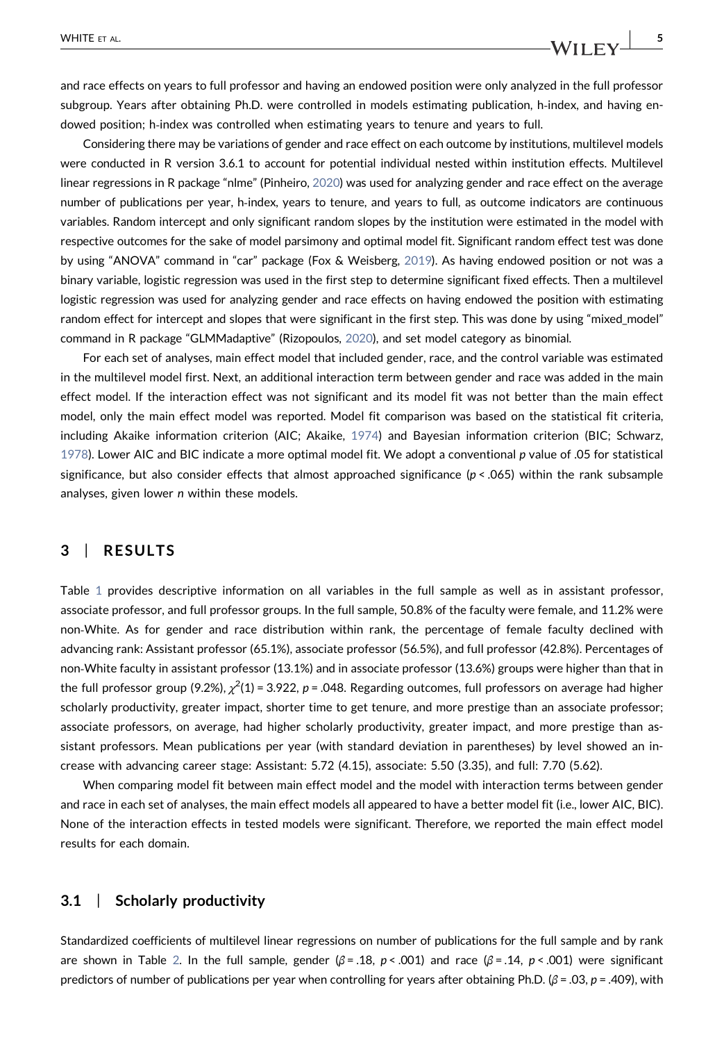and race effects on years to full professor and having an endowed position were only analyzed in the full professor subgroup. Years after obtaining Ph.D. were controlled in models estimating publication, h-index, and having endowed position; h-index was controlled when estimating years to tenure and years to full.

Considering there may be variations of gender and race effect on each outcome by institutions, multilevel models were conducted in R version 3.6.1 to account for potential individual nested within institution effects. Multilevel linear regressions in R package "nlme" (Pinheiro, 2020) was used for analyzing gender and race effect on the average number of publications per year, h-index, years to tenure, and years to full, as outcome indicators are continuous variables. Random intercept and only significant random slopes by the institution were estimated in the model with respective outcomes for the sake of model parsimony and optimal model fit. Significant random effect test was done by using "ANOVA" command in "car" package (Fox & Weisberg, 2019). As having endowed position or not was a binary variable, logistic regression was used in the first step to determine significant fixed effects. Then a multilevel logistic regression was used for analyzing gender and race effects on having endowed the position with estimating random effect for intercept and slopes that were significant in the first step. This was done by using "mixed_model" command in R package "GLMMadaptive" (Rizopoulos, 2020), and set model category as binomial.

For each set of analyses, main effect model that included gender, race, and the control variable was estimated in the multilevel model first. Next, an additional interaction term between gender and race was added in the main effect model. If the interaction effect was not significant and its model fit was not better than the main effect model, only the main effect model was reported. Model fit comparison was based on the statistical fit criteria, including Akaike information criterion (AIC; Akaike, 1974) and Bayesian information criterion (BIC; Schwarz, 1978). Lower AIC and BIC indicate a more optimal model fit. We adopt a conventional *p* value of .05 for statistical significance, but also consider effects that almost approached significance ($p < .065$) within the rank subsample analyses, given lower *n* within these models.

## 3 | RESULTS

Table 1 provides descriptive information on all variables in the full sample as well as in assistant professor, associate professor, and full professor groups. In the full sample, 50.8% of the faculty were female, and 11.2% were non-White. As for gender and race distribution within rank, the percentage of female faculty declined with advancing rank: Assistant professor (65.1%), associate professor (56.5%), and full professor (42.8%). Percentages of non-White faculty in assistant professor (13.1%) and in associate professor (13.6%) groups were higher than that in the full professor group (9.2%), $\chi^2(1) = 3.922$, $p = .048$. Regarding outcomes, full professors on average had higher scholarly productivity, greater impact, shorter time to get tenure, and more prestige than an associate professor; associate professors, on average, had higher scholarly productivity, greater impact, and more prestige than assistant professors. Mean publications per year (with standard deviation in parentheses) by level showed an increase with advancing career stage: Assistant: 5.72 (4.15), associate: 5.50 (3.35), and full: 7.70 (5.62).

When comparing model fit between main effect model and the model with interaction terms between gender and race in each set of analyses, the main effect models all appeared to have a better model fit (i.e., lower AIC, BIC). None of the interaction effects in tested models were significant. Therefore, we reported the main effect model results for each domain.

### 3.1 | Scholarly productivity

Standardized coefficients of multilevel linear regressions on number of publications for the full sample and by rank are shown in Table 2. In the full sample, gender ($\beta = .18$, $p < .001$) and race ($\beta = .14$, $p < .001$) were significant predictors of number of publications per year when controlling for years after obtaining Ph.D. ($\beta = .03$, $p = .409$), with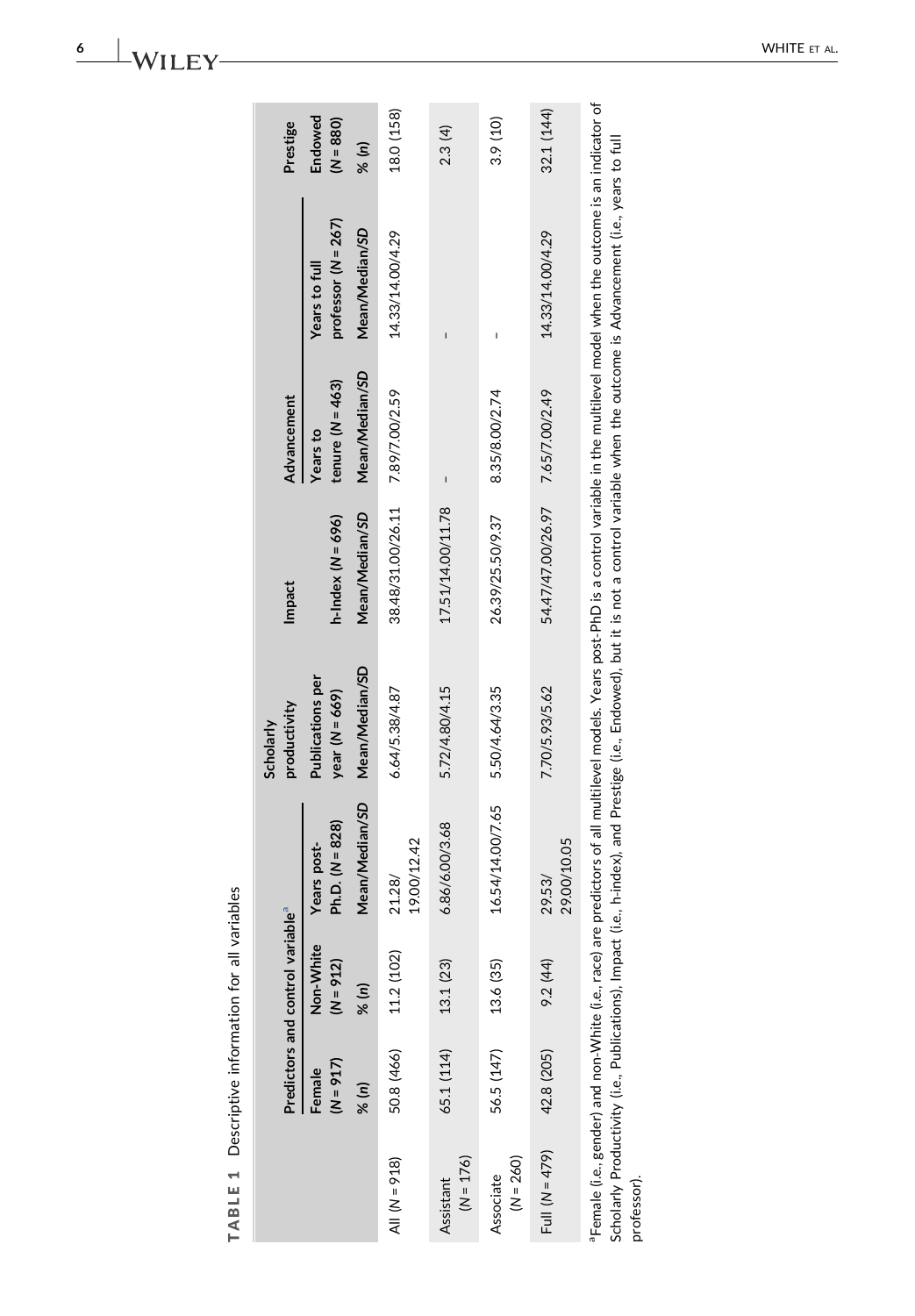**TABLE 1** Descriptive information for all variables

| | Predictors and control variable[a] | | | Scholarly productivity | Impact | Advancement | | Prestige |
|---|---|---|---|---|---|---|---|---|
| | Female (N = 917) | Non-White (N = 912) | Years post-Ph.D. (N = 828) | Publications per year (N = 669) | h-Index (N = 696) | Years to tenure (N = 463) | Years to full professor (N = 267) | Endowed (N = 880) |
| | % (n) | % (n) | Mean/Median/*SD* | Mean/Median/*SD* | Mean/Median/*SD* | Mean/Median/*SD* | Mean/Median/*SD* | % (n) |
| All (N = 918) | 50.8 (466) | 11.2 (102) | 21.28/19.00/12.42 | 6.64/5.38/4.87 | 38.48/31.00/26.11 | 7.89/7.00/2.59 | 14.33/14.00/4.29 | 18.0 (158) |
| Assistant (N = 176) | 65.1 (114) | 13.1 (23) | 6.86/6.00/3.68 | 5.72/4.80/4.15 | 17.51/14.00/11.78 | – | – | 2.3 (4) |
| Associate (N = 260) | 56.5 (147) | 13.6 (35) | 16.54/14.00/7.65 | 5.50/4.64/3.35 | 26.39/25.50/9.37 | 8.35/8.00/2.74 | – | 3.9 (10) |
| Full (N = 479) | 42.8 (205) | 9.2 (44) | 29.53/29.00/10.05 | 7.70/5.93/5.62 | 54.47/47.00/26.97 | 7.65/7.00/2.49 | 14.33/14.00/4.29 | 32.1 (144) |

[a]Female (i.e., gender) and non-White (i.e., race) are predictors of all multilevel models. Years post-PhD is a control variable in the multilevel model when the outcome is an indicator of Scholarly Productivity (i.e., Publications), Impact (i.e., h-index), and Prestige (i.e., Endowed), but it is not a control variable when the outcome is Advancement (i.e., years to full professor).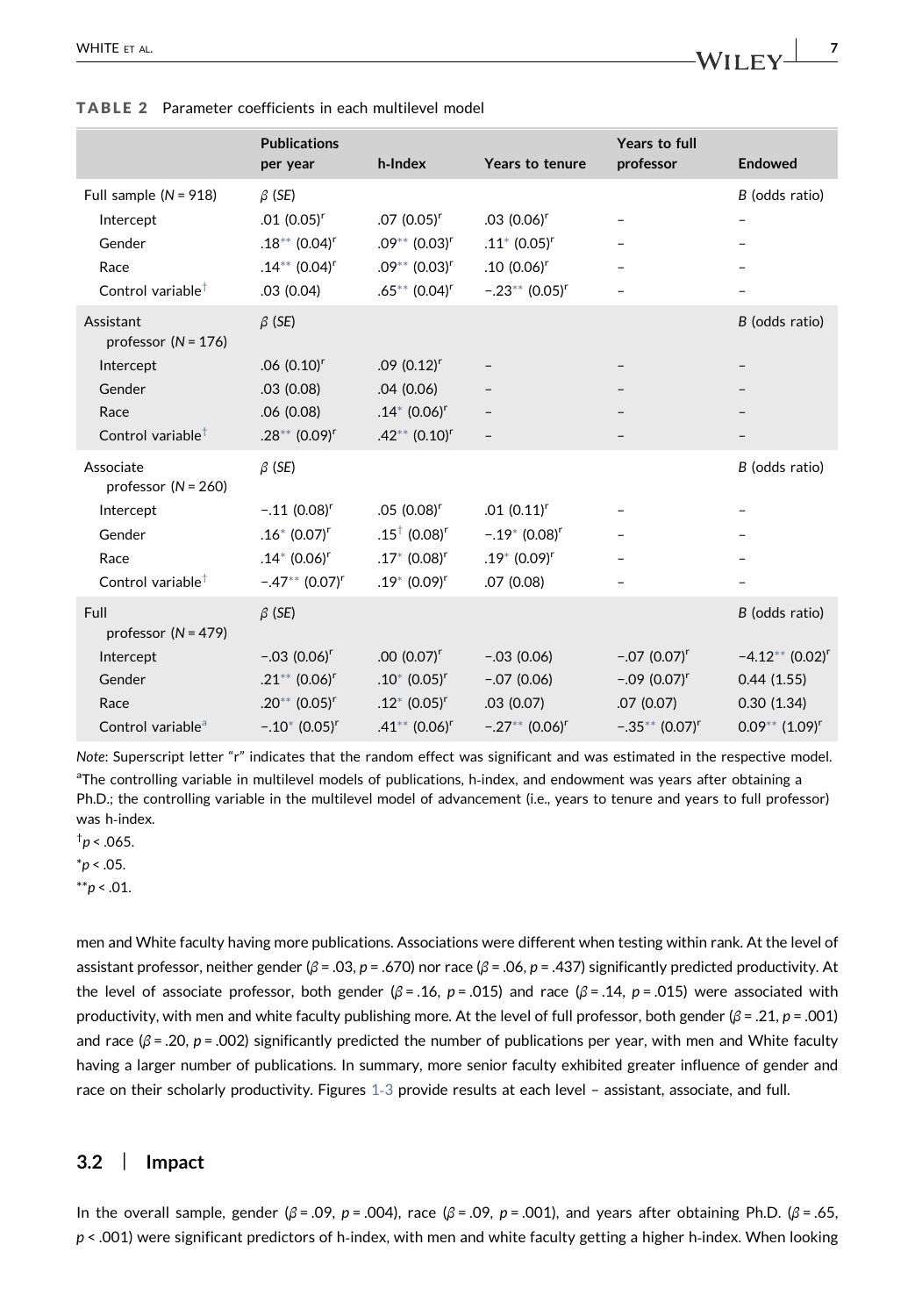**TABLE 2** Parameter coefficients in each multilevel model

| | Publications per year | h-Index | Years to tenure | Years to full professor | Endowed |
|---|---|---|---|---|---|
| Full sample (N = 918) | β (SE) | | | | B (odds ratio) |
| Intercept | .01 (0.05)$^r$ | .07 (0.05)$^r$ | .03 (0.06)$^r$ | – | – |
| Gender | .18** (0.04)$^r$ | .09** (0.03)$^r$ | .11* (0.05)$^r$ | – | – |
| Race | .14** (0.04)$^r$ | .09** (0.03)$^r$ | .10 (0.06)$^r$ | – | – |
| Control variable† | .03 (0.04) | .65** (0.04)$^r$ | −.23** (0.05)$^r$ | – | – |
| Assistant professor (N = 176) | β (SE) | | | | B (odds ratio) |
| Intercept | .06 (0.10)$^r$ | .09 (0.12)$^r$ | – | – | – |
| Gender | .03 (0.08) | .04 (0.06) | – | – | – |
| Race | .06 (0.08) | .14* (0.06)$^r$ | – | – | – |
| Control variable† | .28** (0.09)$^r$ | .42** (0.10)$^r$ | – | – | – |
| Associate professor (N = 260) | β (SE) | | | | B (odds ratio) |
| Intercept | −.11 (0.08)$^r$ | .05 (0.08)$^r$ | .01 (0.11)$^r$ | – | – |
| Gender | .16* (0.07)$^r$ | .15† (0.08)$^r$ | −.19* (0.08)$^r$ | – | – |
| Race | .14* (0.06)$^r$ | .17* (0.08)$^r$ | .19* (0.09)$^r$ | – | – |
| Control variable† | −.47** (0.07)$^r$ | .19* (0.09)$^r$ | .07 (0.08) | – | – |
| Full professor (N = 479) | β (SE) | | | | B (odds ratio) |
| Intercept | −.03 (0.06)$^r$ | .00 (0.07)$^r$ | −.03 (0.06) | −.07 (0.07)$^r$ | −4.12** (0.02)$^r$ |
| Gender | .21** (0.06)$^r$ | .10* (0.05)$^r$ | −.07 (0.06) | −.09 (0.07)$^r$ | 0.44 (1.55) |
| Race | .20** (0.05)$^r$ | .12* (0.05)$^r$ | .03 (0.07) | .07 (0.07) | 0.30 (1.34) |
| Control variable[a] | −.10* (0.05)$^r$ | .41** (0.06)$^r$ | −.27** (0.06)$^r$ | −.35** (0.07)$^r$ | 0.09** (1.09)$^r$ |

*Note*: Superscript letter "r" indicates that the random effect was significant and was estimated in the respective model.
[a]The controlling variable in multilevel models of publications, h-index, and endowment was years after obtaining a Ph.D.; the controlling variable in the multilevel model of advancement (i.e., years to tenure and years to full professor) was h-index.
†$p < .065$.
*$p < .05$.
**$p < .01$.

men and White faculty having more publications. Associations were different when testing within rank. At the level of assistant professor, neither gender ($\beta = .03$, $p = .670$) nor race ($\beta = .06$, $p = .437$) significantly predicted productivity. At the level of associate professor, both gender ($\beta = .16$, $p = .015$) and race ($\beta = .14$, $p = .015$) were associated with productivity, with men and white faculty publishing more. At the level of full professor, both gender ($\beta = .21$, $p = .001$) and race ($\beta = .20$, $p = .002$) significantly predicted the number of publications per year, with men and White faculty having a larger number of publications. In summary, more senior faculty exhibited greater influence of gender and race on their scholarly productivity. Figures 1-3 provide results at each level – assistant, associate, and full.

## 3.2 | Impact

In the overall sample, gender ($\beta = .09$, $p = .004$), race ($\beta = .09$, $p = .001$), and years after obtaining Ph.D. ($\beta = .65$, $p < .001$) were significant predictors of h-index, with men and white faculty getting a higher h-index. When looking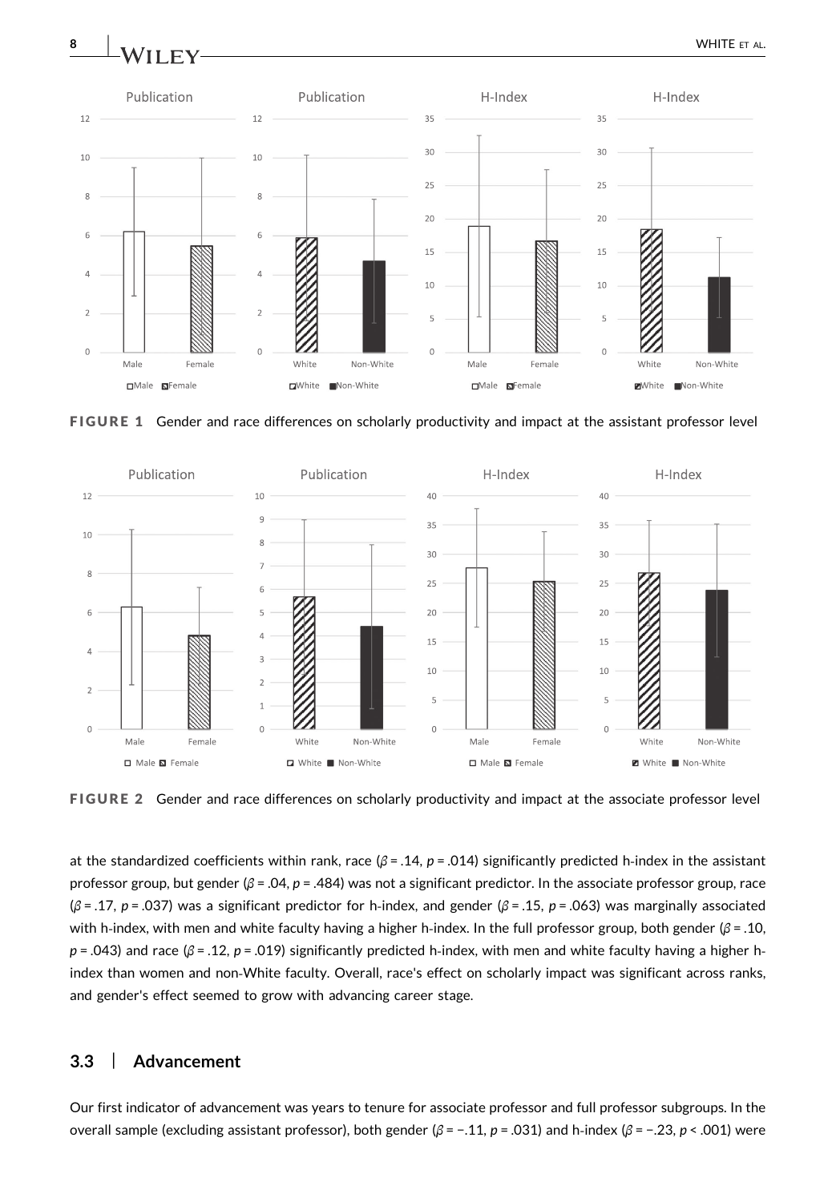**FIGURE 1** Gender and race differences on scholarly productivity and impact at the assistant professor level

**FIGURE 2** Gender and race differences on scholarly productivity and impact at the associate professor level

at the standardized coefficients within rank, race ($\beta = .14$, $p = .014$) significantly predicted h-index in the assistant professor group, but gender ($\beta = .04$, $p = .484$) was not a significant predictor. In the associate professor group, race ($\beta = .17$, $p = .037$) was a significant predictor for h-index, and gender ($\beta = .15$, $p = .063$) was marginally associated with h-index, with men and white faculty having a higher h-index. In the full professor group, both gender ($\beta = .10$, $p = .043$) and race ($\beta = .12$, $p = .019$) significantly predicted h-index, with men and white faculty having a higher h-index than women and non-White faculty. Overall, race's effect on scholarly impact was significant across ranks, and gender's effect seemed to grow with advancing career stage.

## 3.3 | Advancement

Our first indicator of advancement was years to tenure for associate professor and full professor subgroups. In the overall sample (excluding assistant professor), both gender ($\beta = -.11$, $p = .031$) and h-index ($\beta = -.23$, $p < .001$) were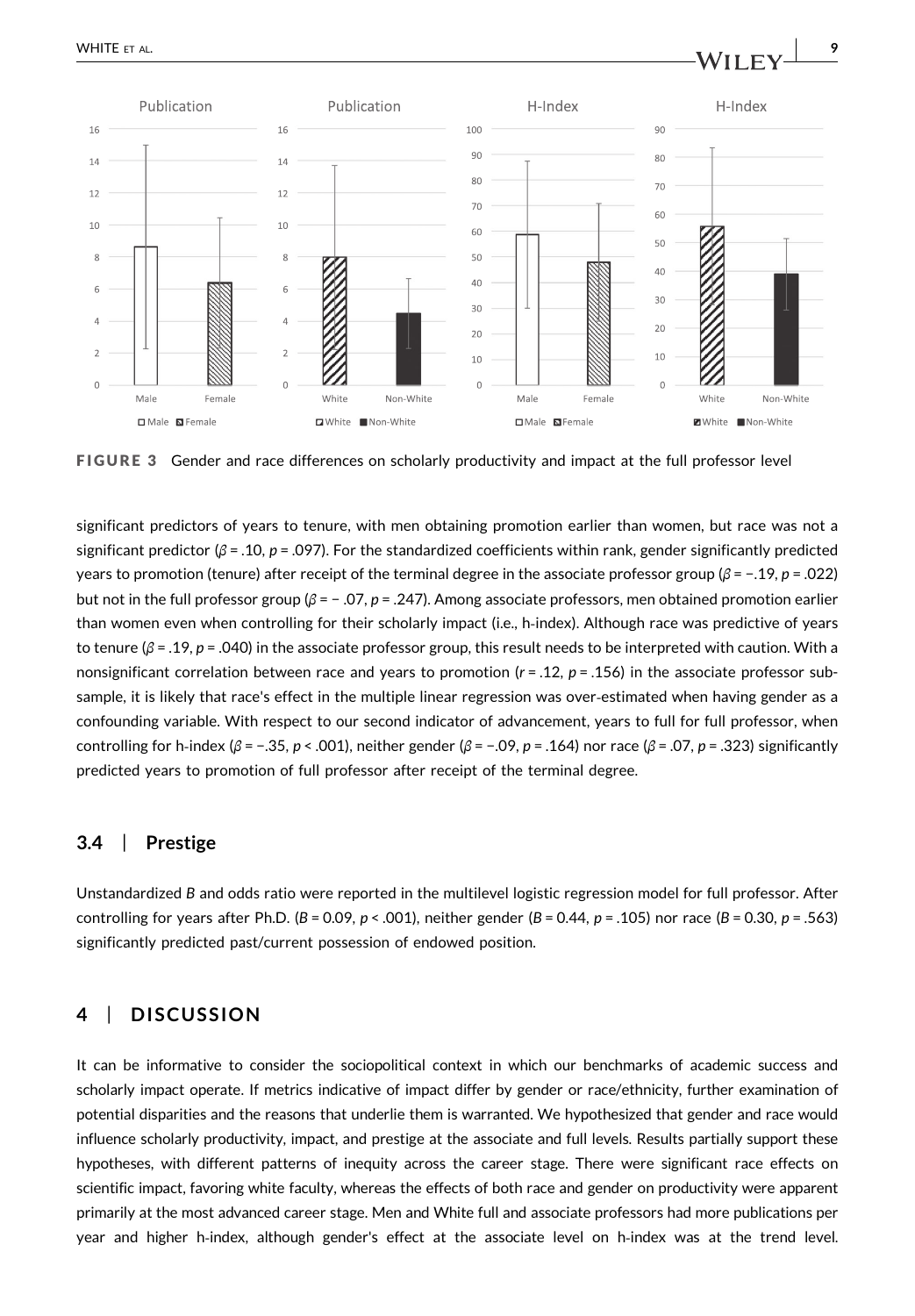FIGURE 3 Gender and race differences on scholarly productivity and impact at the full professor level

significant predictors of years to tenure, with men obtaining promotion earlier than women, but race was not a significant predictor ($\beta = .10$, $p = .097$). For the standardized coefficients within rank, gender significantly predicted years to promotion (tenure) after receipt of the terminal degree in the associate professor group ($\beta = -.19$, $p = .022$) but not in the full professor group ($\beta = -.07$, $p = .247$). Among associate professors, men obtained promotion earlier than women even when controlling for their scholarly impact (i.e., h-index). Although race was predictive of years to tenure ($\beta = .19$, $p = .040$) in the associate professor group, this result needs to be interpreted with caution. With a nonsignificant correlation between race and years to promotion ($r = .12$, $p = .156$) in the associate professor subsample, it is likely that race's effect in the multiple linear regression was over-estimated when having gender as a confounding variable. With respect to our second indicator of advancement, years to full for full professor, when controlling for h-index ($\beta = -.35$, $p < .001$), neither gender ($\beta = -.09$, $p = .164$) nor race ($\beta = .07$, $p = .323$) significantly predicted years to promotion of full professor after receipt of the terminal degree.

### 3.4 | Prestige

Unstandardized $B$ and odds ratio were reported in the multilevel logistic regression model for full professor. After controlling for years after Ph.D. ($B = 0.09$, $p < .001$), neither gender ($B = 0.44$, $p = .105$) nor race ($B = 0.30$, $p = .563$) significantly predicted past/current possession of endowed position.

## 4 | DISCUSSION

It can be informative to consider the sociopolitical context in which our benchmarks of academic success and scholarly impact operate. If metrics indicative of impact differ by gender or race/ethnicity, further examination of potential disparities and the reasons that underlie them is warranted. We hypothesized that gender and race would influence scholarly productivity, impact, and prestige at the associate and full levels. Results partially support these hypotheses, with different patterns of inequity across the career stage. There were significant race effects on scientific impact, favoring white faculty, whereas the effects of both race and gender on productivity were apparent primarily at the most advanced career stage. Men and White full and associate professors had more publications per year and higher h-index, although gender's effect at the associate level on h-index was at the trend level.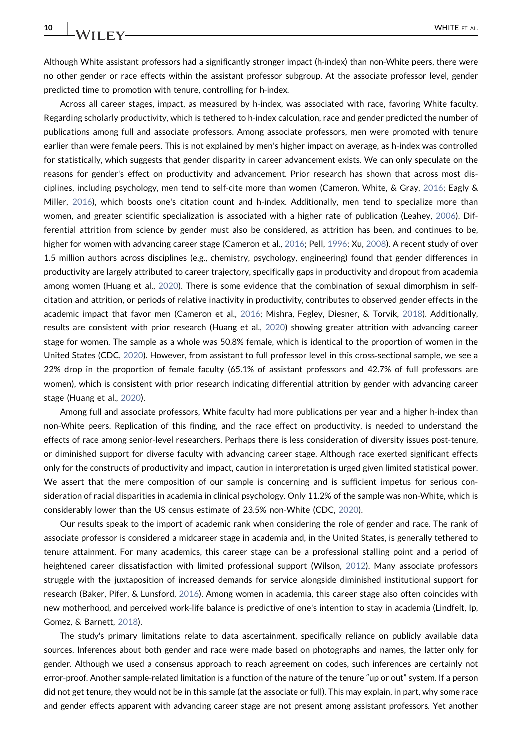Although White assistant professors had a significantly stronger impact (h-index) than non-White peers, there were no other gender or race effects within the assistant professor subgroup. At the associate professor level, gender predicted time to promotion with tenure, controlling for h-index.

Across all career stages, impact, as measured by h-index, was associated with race, favoring White faculty. Regarding scholarly productivity, which is tethered to h-index calculation, race and gender predicted the number of publications among full and associate professors. Among associate professors, men were promoted with tenure earlier than were female peers. This is not explained by men's higher impact on average, as h-index was controlled for statistically, which suggests that gender disparity in career advancement exists. We can only speculate on the reasons for gender's effect on productivity and advancement. Prior research has shown that across most disciplines, including psychology, men tend to self-cite more than women (Cameron, White, & Gray, 2016; Eagly & Miller, 2016), which boosts one's citation count and h-index. Additionally, men tend to specialize more than women, and greater scientific specialization is associated with a higher rate of publication (Leahey, 2006). Differential attrition from science by gender must also be considered, as attrition has been, and continues to be, higher for women with advancing career stage (Cameron et al., 2016; Pell, 1996; Xu, 2008). A recent study of over 1.5 million authors across disciplines (e.g., chemistry, psychology, engineering) found that gender differences in productivity are largely attributed to career trajectory, specifically gaps in productivity and dropout from academia among women (Huang et al., 2020). There is some evidence that the combination of sexual dimorphism in self-citation and attrition, or periods of relative inactivity in productivity, contributes to observed gender effects in the academic impact that favor men (Cameron et al., 2016; Mishra, Fegley, Diesner, & Torvik, 2018). Additionally, results are consistent with prior research (Huang et al., 2020) showing greater attrition with advancing career stage for women. The sample as a whole was 50.8% female, which is identical to the proportion of women in the United States (CDC, 2020). However, from assistant to full professor level in this cross-sectional sample, we see a 22% drop in the proportion of female faculty (65.1% of assistant professors and 42.7% of full professors are women), which is consistent with prior research indicating differential attrition by gender with advancing career stage (Huang et al., 2020).

Among full and associate professors, White faculty had more publications per year and a higher h-index than non-White peers. Replication of this finding, and the race effect on productivity, is needed to understand the effects of race among senior-level researchers. Perhaps there is less consideration of diversity issues post-tenure, or diminished support for diverse faculty with advancing career stage. Although race exerted significant effects only for the constructs of productivity and impact, caution in interpretation is urged given limited statistical power. We assert that the mere composition of our sample is concerning and is sufficient impetus for serious consideration of racial disparities in academia in clinical psychology. Only 11.2% of the sample was non-White, which is considerably lower than the US census estimate of 23.5% non-White (CDC, 2020).

Our results speak to the import of academic rank when considering the role of gender and race. The rank of associate professor is considered a midcareer stage in academia and, in the United States, is generally tethered to tenure attainment. For many academics, this career stage can be a professional stalling point and a period of heightened career dissatisfaction with limited professional support (Wilson, 2012). Many associate professors struggle with the juxtaposition of increased demands for service alongside diminished institutional support for research (Baker, Pifer, & Lunsford, 2016). Among women in academia, this career stage also often coincides with new motherhood, and perceived work-life balance is predictive of one's intention to stay in academia (Lindfelt, Ip, Gomez, & Barnett, 2018).

The study's primary limitations relate to data ascertainment, specifically reliance on publicly available data sources. Inferences about both gender and race were made based on photographs and names, the latter only for gender. Although we used a consensus approach to reach agreement on codes, such inferences are certainly not error-proof. Another sample-related limitation is a function of the nature of the tenure "up or out" system. If a person did not get tenure, they would not be in this sample (at the associate or full). This may explain, in part, why some race and gender effects apparent with advancing career stage are not present among assistant professors. Yet another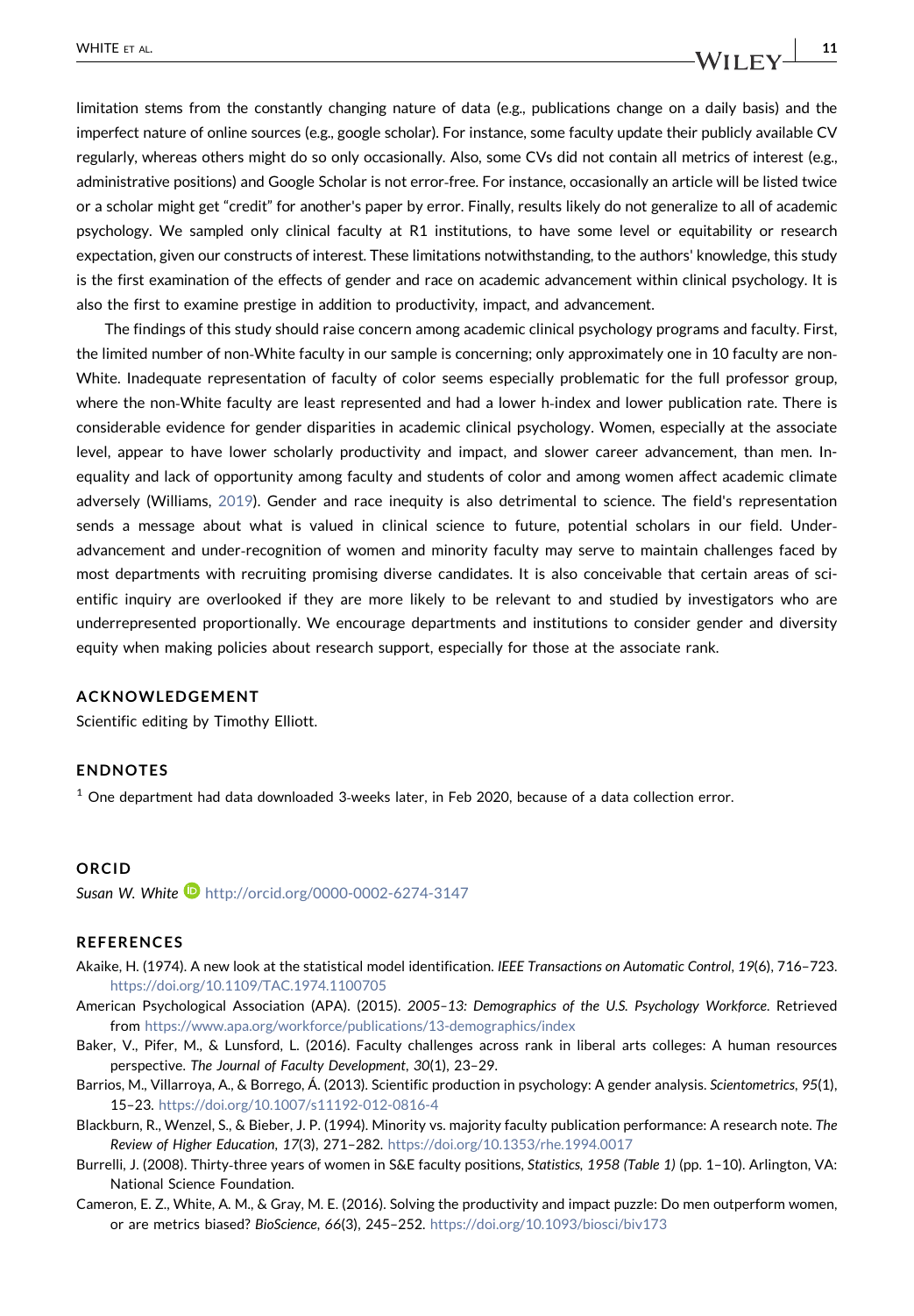limitation stems from the constantly changing nature of data (e.g., publications change on a daily basis) and the imperfect nature of online sources (e.g., google scholar). For instance, some faculty update their publicly available CV regularly, whereas others might do so only occasionally. Also, some CVs did not contain all metrics of interest (e.g., administrative positions) and Google Scholar is not error-free. For instance, occasionally an article will be listed twice or a scholar might get "credit" for another's paper by error. Finally, results likely do not generalize to all of academic psychology. We sampled only clinical faculty at R1 institutions, to have some level or equitability or research expectation, given our constructs of interest. These limitations notwithstanding, to the authors' knowledge, this study is the first examination of the effects of gender and race on academic advancement within clinical psychology. It is also the first to examine prestige in addition to productivity, impact, and advancement.

The findings of this study should raise concern among academic clinical psychology programs and faculty. First, the limited number of non-White faculty in our sample is concerning; only approximately one in 10 faculty are non-White. Inadequate representation of faculty of color seems especially problematic for the full professor group, where the non-White faculty are least represented and had a lower h-index and lower publication rate. There is considerable evidence for gender disparities in academic clinical psychology. Women, especially at the associate level, appear to have lower scholarly productivity and impact, and slower career advancement, than men. Inequality and lack of opportunity among faculty and students of color and among women affect academic climate adversely (Williams, 2019). Gender and race inequity is also detrimental to science. The field's representation sends a message about what is valued in clinical science to future, potential scholars in our field. Under-advancement and under-recognition of women and minority faculty may serve to maintain challenges faced by most departments with recruiting promising diverse candidates. It is also conceivable that certain areas of scientific inquiry are overlooked if they are more likely to be relevant to and studied by investigators who are underrepresented proportionally. We encourage departments and institutions to consider gender and diversity equity when making policies about research support, especially for those at the associate rank.

## ACKNOWLEDGEMENT

Scientific editing by Timothy Elliott.

## ENDNOTES

[1] One department had data downloaded 3-weeks later, in Feb 2020, because of a data collection error.

## ORCID

*Susan W. White* http://orcid.org/0000-0002-6274-3147

## REFERENCES

Akaike, H. (1974). A new look at the statistical model identification. *IEEE Transactions on Automatic Control*, *19*(6), 716–723. https://doi.org/10.1109/TAC.1974.1100705

American Psychological Association (APA). (2015). *2005–13: Demographics of the U.S. Psychology Workforce*. Retrieved from https://www.apa.org/workforce/publications/13-demographics/index

Baker, V., Pifer, M., & Lunsford, L. (2016). Faculty challenges across rank in liberal arts colleges: A human resources perspective. *The Journal of Faculty Development*, *30*(1), 23–29.

Barrios, M., Villarroya, A., & Borrego, Á. (2013). Scientific production in psychology: A gender analysis. *Scientometrics*, *95*(1), 15–23. https://doi.org/10.1007/s11192-012-0816-4

Blackburn, R., Wenzel, S., & Bieber, J. P. (1994). Minority vs. majority faculty publication performance: A research note. *The Review of Higher Education*, *17*(3), 271–282. https://doi.org/10.1353/rhe.1994.0017

Burrelli, J. (2008). Thirty-three years of women in S&E faculty positions, *Statistics, 1958 (Table 1)* (pp. 1–10). Arlington, VA: National Science Foundation.

Cameron, E. Z., White, A. M., & Gray, M. E. (2016). Solving the productivity and impact puzzle: Do men outperform women, or are metrics biased? *BioScience*, *66*(3), 245–252. https://doi.org/10.1093/biosci/biv173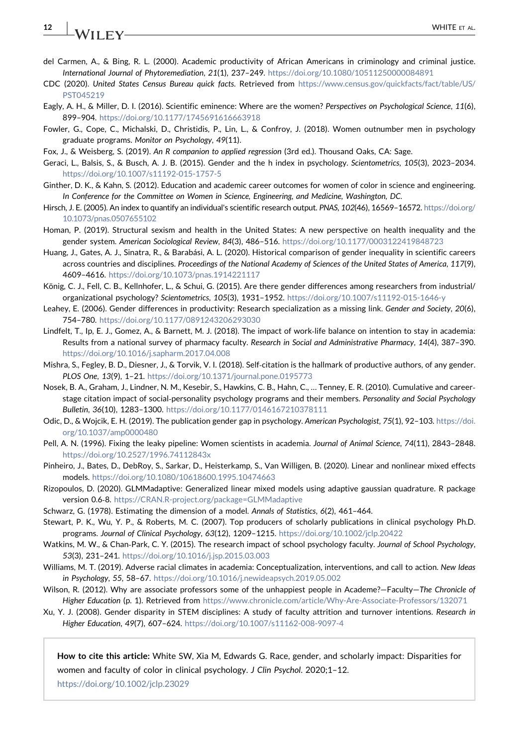del Carmen, A., & Bing, R. L. (2000). Academic productivity of African Americans in criminology and criminal justice. *International Journal of Phytoremediation*, *21*(1), 237–249. https://doi.org/10.1080/10511250000084891

CDC (2020). *United States Census Bureau quick facts.* Retrieved from https://www.census.gov/quickfacts/fact/table/US/PST045219

Eagly, A. H., & Miller, D. I. (2016). Scientific eminence: Where are the women? *Perspectives on Psychological Science*, *11*(6), 899–904. https://doi.org/10.1177/1745691616663918

Fowler, G., Cope, C., Michalski, D., Christidis, P., Lin, L., & Confroy, J. (2018). Women outnumber men in psychology graduate programs. *Monitor on Psychology*, *49*(11).

Fox, J., & Weisberg, S. (2019). *An R companion to applied regression* (3rd ed.). Thousand Oaks, CA: Sage.

Geraci, L., Balsis, S., & Busch, A. J. B. (2015). Gender and the h index in psychology. *Scientometrics*, *105*(3), 2023–2034. https://doi.org/10.1007/s11192-015-1757-5

Ginther, D. K., & Kahn, S. (2012). Education and academic career outcomes for women of color in science and engineering. *In Conference for the Committee on Women in Science, Engineering, and Medicine, Washington, DC.*

Hirsch, J. E. (2005). An index to quantify an individual's scientific research output. *PNAS*, *102*(46), 16569–16572. https://doi.org/10.1073/pnas.0507655102

Homan, P. (2019). Structural sexism and health in the United States: A new perspective on health inequality and the gender system. *American Sociological Review*, *84*(3), 486–516. https://doi.org/10.1177/0003122419848723

Huang, J., Gates, A. J., Sinatra, R., & Barabási, A. L. (2020). Historical comparison of gender inequality in scientific careers across countries and disciplines. *Proceedings of the National Academy of Sciences of the United States of America*, *117*(9), 4609–4616. https://doi.org/10.1073/pnas.1914221117

König, C. J., Fell, C. B., Kellnhofer, L., & Schui, G. (2015). Are there gender differences among researchers from industrial/organizational psychology? *Scientometrics*, *105*(3), 1931–1952. https://doi.org/10.1007/s11192-015-1646-y

Leahey, E. (2006). Gender differences in productivity: Research specialization as a missing link. *Gender and Society*, *20*(6), 754–780. https://doi.org/10.1177/0891243206293030

Lindfelt, T., Ip, E. J., Gomez, A., & Barnett, M. J. (2018). The impact of work-life balance on intention to stay in academia: Results from a national survey of pharmacy faculty. *Research in Social and Administrative Pharmacy*, *14*(4), 387–390. https://doi.org/10.1016/j.sapharm.2017.04.008

Mishra, S., Fegley, B. D., Diesner, J., & Torvik, V. I. (2018). Self-citation is the hallmark of productive authors, of any gender. *PLOS One*, *13*(9), 1–21. https://doi.org/10.1371/journal.pone.0195773

Nosek, B. A., Graham, J., Lindner, N. M., Kesebir, S., Hawkins, C. B., Hahn, C., … Tenney, E. R. (2010). Cumulative and career-stage citation impact of social-personality psychology programs and their members. *Personality and Social Psychology Bulletin*, *36*(10), 1283–1300. https://doi.org/10.1177/0146167210378111

Odic, D., & Wojcik, E. H. (2019). The publication gender gap in psychology. *American Psychologist*, *75*(1), 92–103. https://doi.org/10.1037/amp0000480

Pell, A. N. (1996). Fixing the leaky pipeline: Women scientists in academia. *Journal of Animal Science*, *74*(11), 2843–2848. https://doi.org/10.2527/1996.74112843x

Pinheiro, J., Bates, D., DebRoy, S., Sarkar, D., Heisterkamp, S., Van Willigen, B. (2020). Linear and nonlinear mixed effects models. https://doi.org/10.1080/10618600.1995.10474663

Rizopoulos, D. (2020). GLMMadaptive: Generalized linear mixed models using adaptive gaussian quadrature. R package version 0.6-8. https://CRAN.R-project.org/package=GLMMadaptive

Schwarz, G. (1978). Estimating the dimension of a model. *Annals of Statistics*, *6*(2), 461–464.

Stewart, P. K., Wu, Y. P., & Roberts, M. C. (2007). Top producers of scholarly publications in clinical psychology Ph.D. programs. *Journal of Clinical Psychology*, *63*(12), 1209–1215. https://doi.org/10.1002/jclp.20422

Watkins, M. W., & Chan-Park, C. Y. (2015). The research impact of school psychology faculty. *Journal of School Psychology*, *53*(3), 231–241. https://doi.org/10.1016/j.jsp.2015.03.003

Williams, M. T. (2019). Adverse racial climates in academia: Conceptualization, interventions, and call to action. *New Ideas in Psychology*, *55*, 58–67. https://doi.org/10.1016/j.newideapsych.2019.05.002

Wilson, R. (2012). Why are associate professors some of the unhappiest people in Academe?—Faculty—*The Chronicle of Higher Education* (p. 1). Retrieved from https://www.chronicle.com/article/Why-Are-Associate-Professors/132071

Xu, Y. J. (2008). Gender disparity in STEM disciplines: A study of faculty attrition and turnover intentions. *Research in Higher Education*, *49*(7), 607–624. https://doi.org/10.1007/s11162-008-9097-4

**How to cite this article:** White SW, Xia M, Edwards G. Race, gender, and scholarly impact: Disparities for women and faculty of color in clinical psychology. *J Clin Psychol*. 2020;1–12. https://doi.org/10.1002/jclp.23029